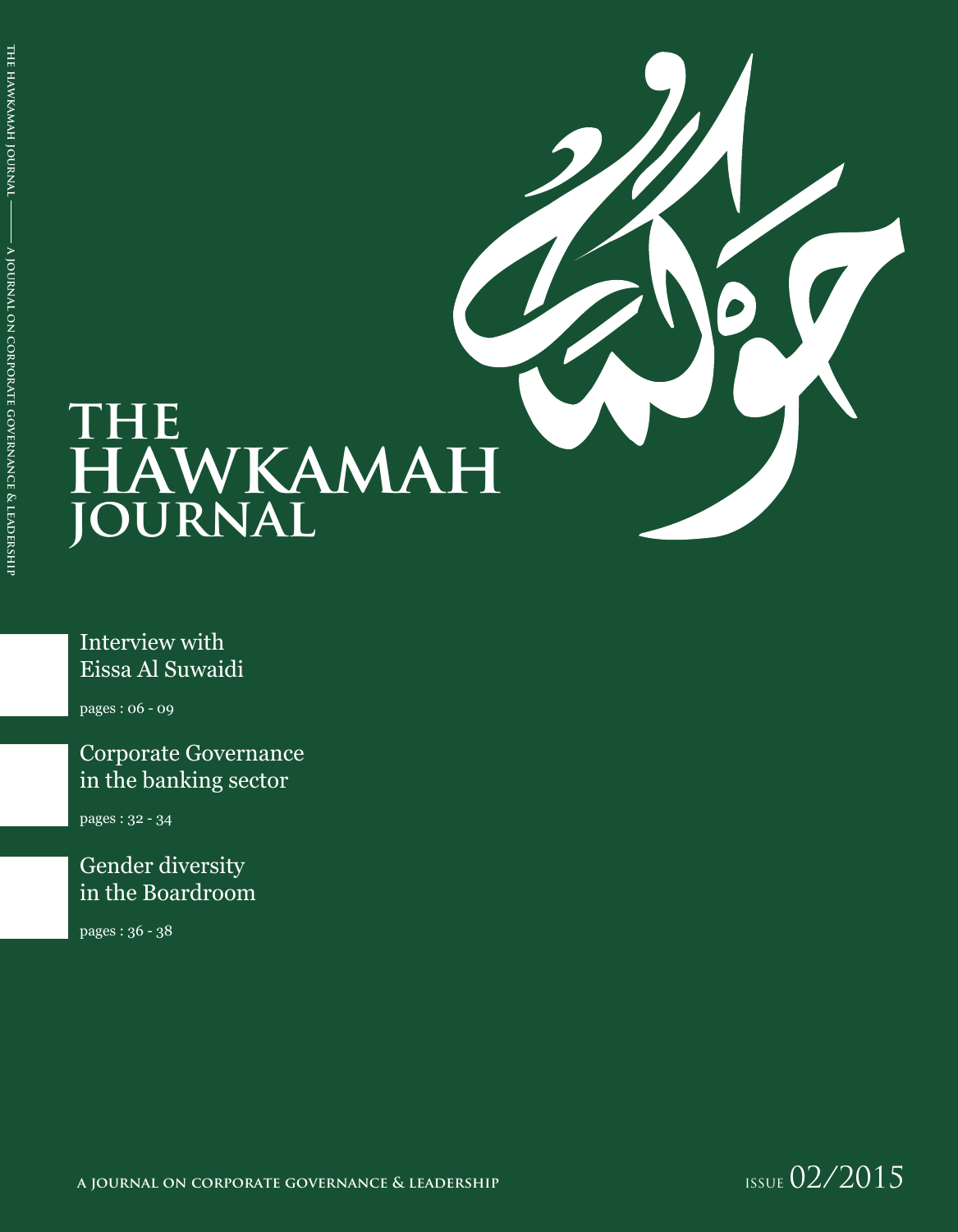# THE HAWKAMAH JOURNAL

حوكمة

Interview with Eissa Al Suwaidi

pages : 06 - 09

Corporate Governance in the banking sector

pages : 32 - 34

Gender diversity in the Boardroom

pages : 36 - 38

A JOURNAL ON CORPORATE GOVERNANCE & LEADERSHIP

ISSUE 02/2015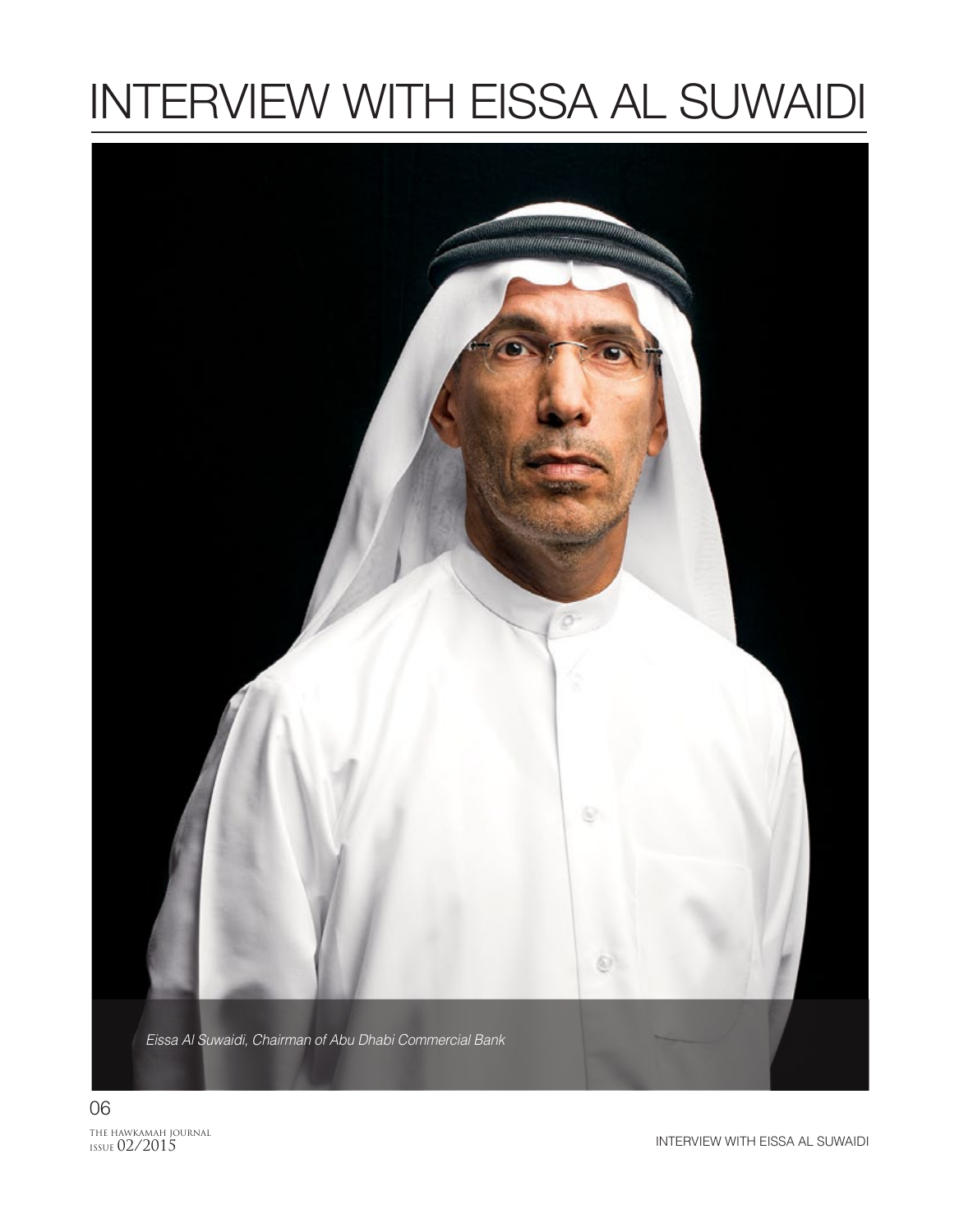# INTERVIEW WITH EISSA AL SUWAIDI

*Eissa Al Suwaidi, Chairman of Abu Dhabi Commercial Bank*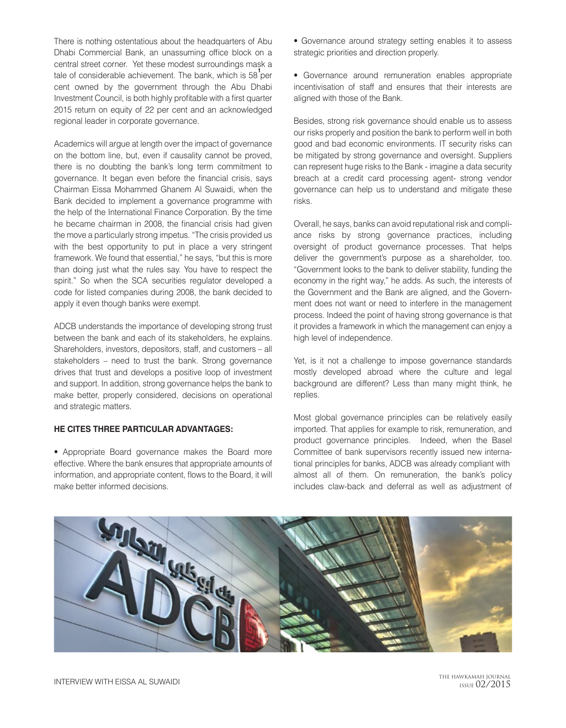There is nothing ostentatious about the headquarters of Abu Dhabi Commercial Bank, an unassuming office block on a central street corner. Yet these modest surroundings mask a tale of considerable achievement. The bank, which is 58[1] per cent owned by the government through the Abu Dhabi Investment Council, is both highly profitable with a first quarter 2015 return on equity of 22 per cent and an acknowledged regional leader in corporate governance.

Academics will argue at length over the impact of governance on the bottom line, but, even if causality cannot be proved, there is no doubting the bank's long term commitment to governance. It began even before the financial crisis, says Chairman Eissa Mohammed Ghanem Al Suwaidi, when the Bank decided to implement a governance programme with the help of the International Finance Corporation. By the time he became chairman in 2008, the financial crisis had given the move a particularly strong impetus. "The crisis provided us with the best opportunity to put in place a very stringent framework. We found that essential," he says, "but this is more than doing just what the rules say. You have to respect the spirit." So when the SCA securities regulator developed a code for listed companies during 2008, the bank decided to apply it even though banks were exempt.

ADCB understands the importance of developing strong trust between the bank and each of its stakeholders, he explains. Shareholders, investors, depositors, staff, and customers – all stakeholders – need to trust the bank. Strong governance drives that trust and develops a positive loop of investment and support. In addition, strong governance helps the bank to make better, properly considered, decisions on operational and strategic matters.

**HE CITES THREE PARTICULAR ADVANTAGES:**

- Appropriate Board governance makes the Board more effective. Where the bank ensures that appropriate amounts of information, and appropriate content, flows to the Board, it will make better informed decisions.
- Governance around strategy setting enables it to assess strategic priorities and direction properly.
- Governance around remuneration enables appropriate incentivisation of staff and ensures that their interests are aligned with those of the Bank.

Besides, strong risk governance should enable us to assess our risks properly and position the bank to perform well in both good and bad economic environments. IT security risks can be mitigated by strong governance and oversight. Suppliers can represent huge risks to the Bank - imagine a data security breach at a credit card processing agent- strong vendor governance can help us to understand and mitigate these risks.

Overall, he says, banks can avoid reputational risk and compliance risks by strong governance practices, including oversight of product governance processes. That helps deliver the government's purpose as a shareholder, too. "Government looks to the bank to deliver stability, funding the economy in the right way," he adds. As such, the interests of the Government and the Bank are aligned, and the Government does not want or need to interfere in the management process. Indeed the point of having strong governance is that it provides a framework in which the management can enjoy a high level of independence.

Yet, is it not a challenge to impose governance standards mostly developed abroad where the culture and legal background are different? Less than many might think, he replies.

Most global governance principles can be relatively easily imported. That applies for example to risk, remuneration, and product governance principles. Indeed, when the Basel Committee of bank supervisors recently issued new international principles for banks, ADCB was already compliant with almost all of them. On remuneration, the bank's policy includes claw-back and deferral as well as adjustment of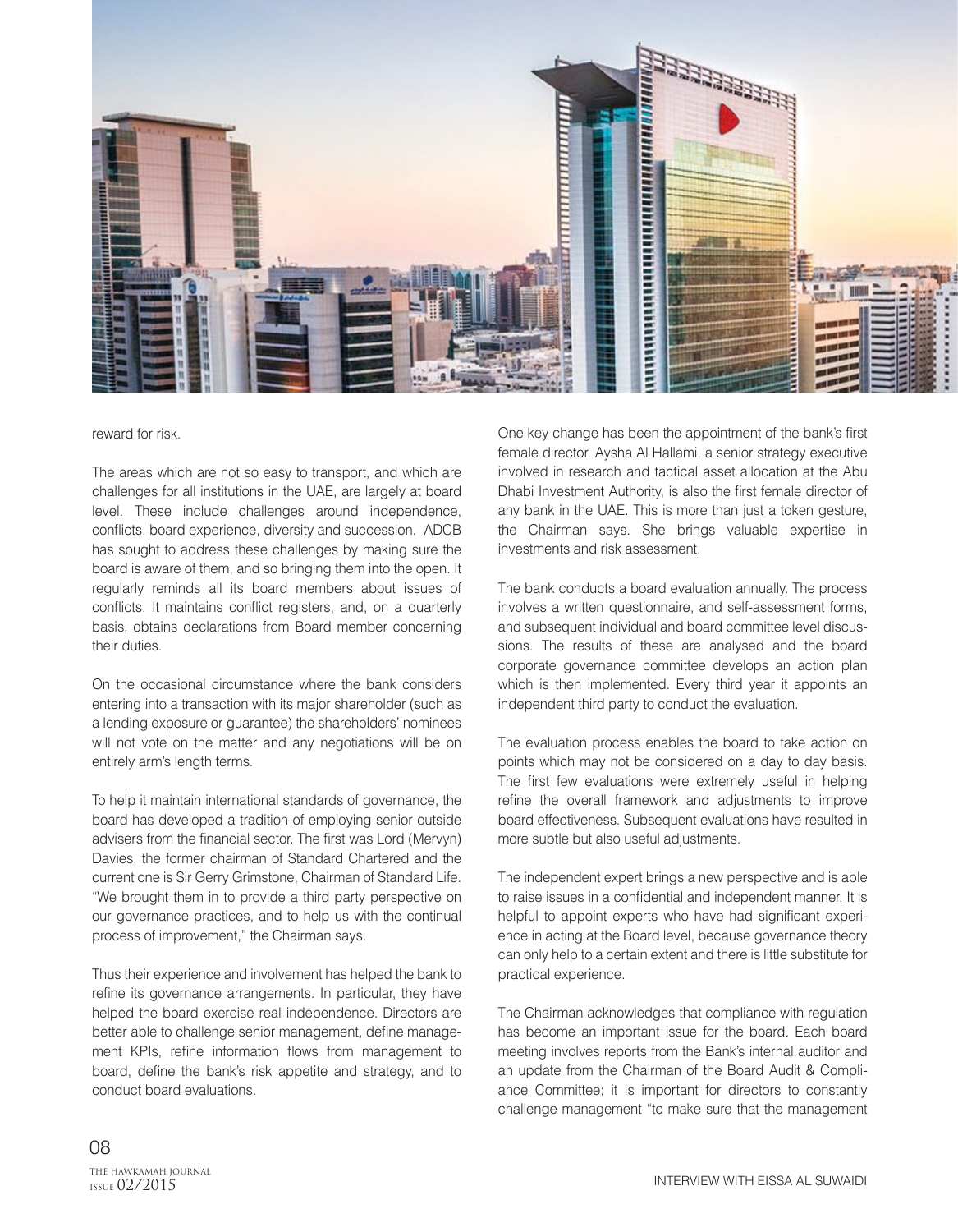reward for risk.

The areas which are not so easy to transport, and which are challenges for all institutions in the UAE, are largely at board level. These include challenges around independence, conflicts, board experience, diversity and succession. ADCB has sought to address these challenges by making sure the board is aware of them, and so bringing them into the open. It regularly reminds all its board members about issues of conflicts. It maintains conflict registers, and, on a quarterly basis, obtains declarations from Board member concerning their duties.

On the occasional circumstance where the bank considers entering into a transaction with its major shareholder (such as a lending exposure or guarantee) the shareholders' nominees will not vote on the matter and any negotiations will be on entirely arm's length terms.

To help it maintain international standards of governance, the board has developed a tradition of employing senior outside advisers from the financial sector. The first was Lord (Mervyn) Davies, the former chairman of Standard Chartered and the current one is Sir Gerry Grimstone, Chairman of Standard Life. "We brought them in to provide a third party perspective on our governance practices, and to help us with the continual process of improvement," the Chairman says.

Thus their experience and involvement has helped the bank to refine its governance arrangements. In particular, they have helped the board exercise real independence. Directors are better able to challenge senior management, define management KPIs, refine information flows from management to board, define the bank's risk appetite and strategy, and to conduct board evaluations.

One key change has been the appointment of the bank's first female director. Aysha Al Hallami, a senior strategy executive involved in research and tactical asset allocation at the Abu Dhabi Investment Authority, is also the first female director of any bank in the UAE. This is more than just a token gesture, the Chairman says. She brings valuable expertise in investments and risk assessment.

The bank conducts a board evaluation annually. The process involves a written questionnaire, and self-assessment forms, and subsequent individual and board committee level discussions. The results of these are analysed and the board corporate governance committee develops an action plan which is then implemented. Every third year it appoints an independent third party to conduct the evaluation.

The evaluation process enables the board to take action on points which may not be considered on a day to day basis. The first few evaluations were extremely useful in helping refine the overall framework and adjustments to improve board effectiveness. Subsequent evaluations have resulted in more subtle but also useful adjustments.

The independent expert brings a new perspective and is able to raise issues in a confidential and independent manner. It is helpful to appoint experts who have had significant experience in acting at the Board level, because governance theory can only help to a certain extent and there is little substitute for practical experience.

The Chairman acknowledges that compliance with regulation has become an important issue for the board. Each board meeting involves reports from the Bank's internal auditor and an update from the Chairman of the Board Audit & Compliance Committee; it is important for directors to constantly challenge management "to make sure that the management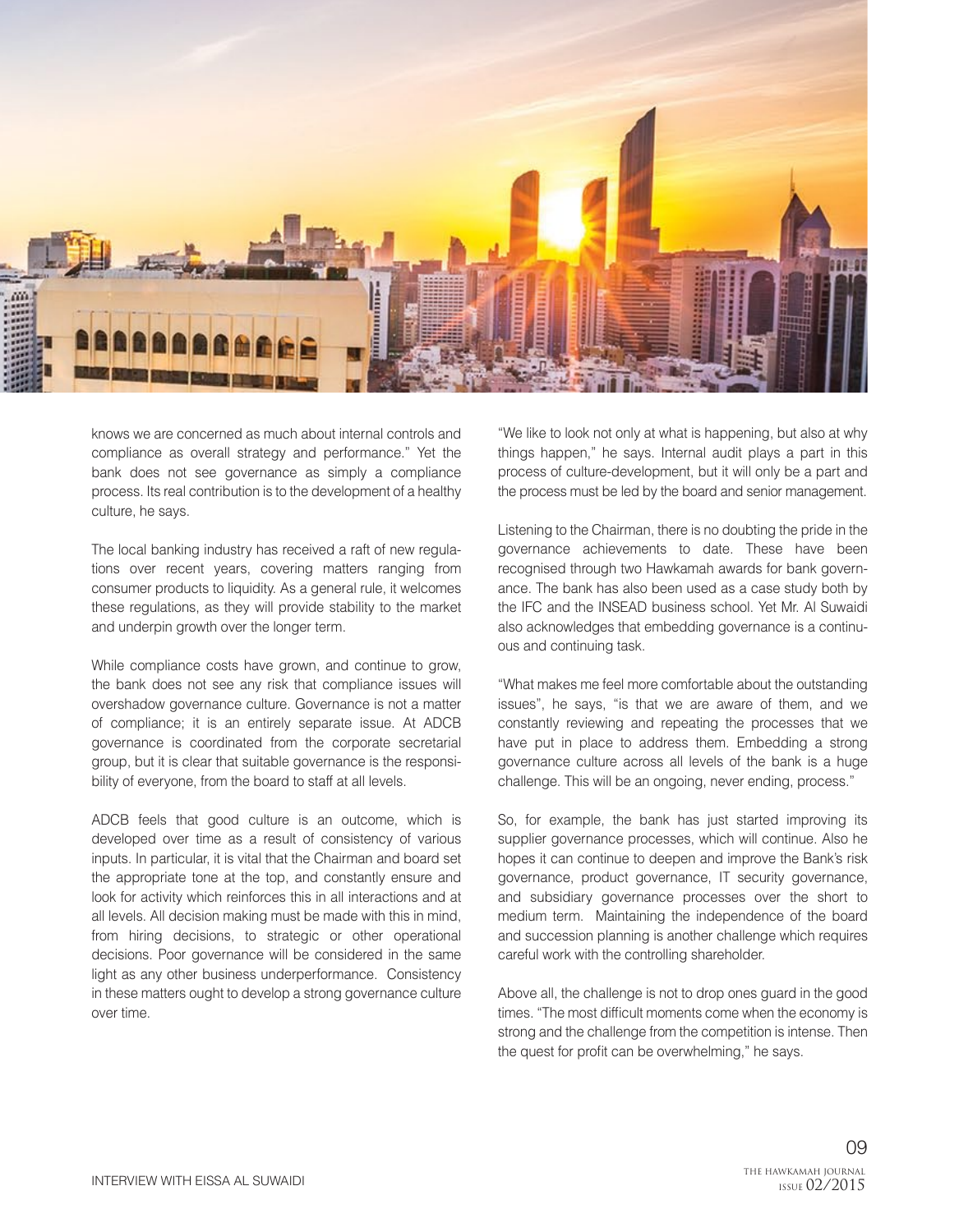knows we are concerned as much about internal controls and compliance as overall strategy and performance." Yet the bank does not see governance as simply a compliance process. Its real contribution is to the development of a healthy culture, he says.

The local banking industry has received a raft of new regulations over recent years, covering matters ranging from consumer products to liquidity. As a general rule, it welcomes these regulations, as they will provide stability to the market and underpin growth over the longer term.

While compliance costs have grown, and continue to grow, the bank does not see any risk that compliance issues will overshadow governance culture. Governance is not a matter of compliance; it is an entirely separate issue. At ADCB governance is coordinated from the corporate secretarial group, but it is clear that suitable governance is the responsibility of everyone, from the board to staff at all levels.

ADCB feels that good culture is an outcome, which is developed over time as a result of consistency of various inputs. In particular, it is vital that the Chairman and board set the appropriate tone at the top, and constantly ensure and look for activity which reinforces this in all interactions and at all levels. All decision making must be made with this in mind, from hiring decisions, to strategic or other operational decisions. Poor governance will be considered in the same light as any other business underperformance. Consistency in these matters ought to develop a strong governance culture over time.

"We like to look not only at what is happening, but also at why things happen," he says. Internal audit plays a part in this process of culture-development, but it will only be a part and the process must be led by the board and senior management.

Listening to the Chairman, there is no doubting the pride in the governance achievements to date. These have been recognised through two Hawkamah awards for bank governance. The bank has also been used as a case study both by the IFC and the INSEAD business school. Yet Mr. Al Suwaidi also acknowledges that embedding governance is a continuous and continuing task.

"What makes me feel more comfortable about the outstanding issues", he says, "is that we are aware of them, and we constantly reviewing and repeating the processes that we have put in place to address them. Embedding a strong governance culture across all levels of the bank is a huge challenge. This will be an ongoing, never ending, process."

So, for example, the bank has just started improving its supplier governance processes, which will continue. Also he hopes it can continue to deepen and improve the Bank's risk governance, product governance, IT security governance, and subsidiary governance processes over the short to medium term. Maintaining the independence of the board and succession planning is another challenge which requires careful work with the controlling shareholder.

Above all, the challenge is not to drop ones guard in the good times. "The most difficult moments come when the economy is strong and the challenge from the competition is intense. Then the quest for profit can be overwhelming," he says.